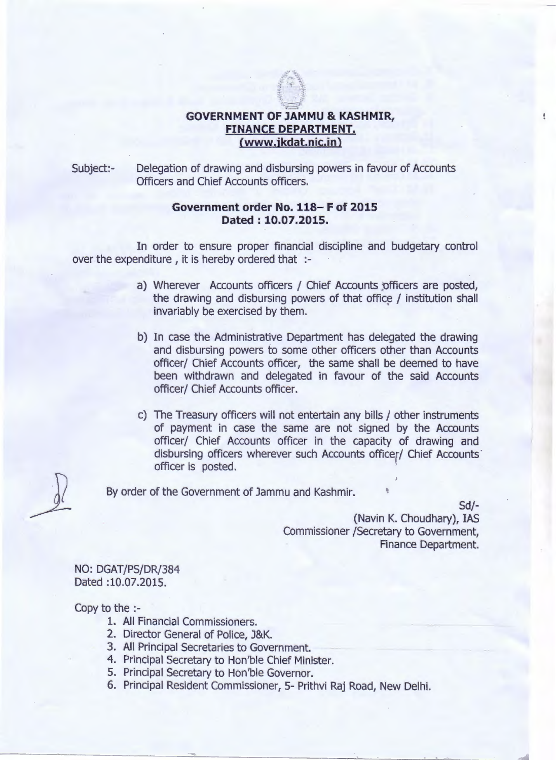# GOVERNMENT OF JAMMU & KASHMIR,
## FINANCE DEPARTMENT.
### (www.jkdat.nic.in)

Subject:- Delegation of drawing and disbursing powers in favour of Accounts Officers and Chief Accounts officers.

**Government order No. 118– F of 2015**
**Dated : 10.07.2015.**

In order to ensure proper financial discipline and budgetary control over the expenditure , it is hereby ordered that :-

a) Wherever Accounts officers / Chief Accounts officers are posted, the drawing and disbursing powers of that office / institution shall invariably be exercised by them.

b) In case the Administrative Department has delegated the drawing and disbursing powers to some other officers other than Accounts officer/ Chief Accounts officer, the same shall be deemed to have been withdrawn and delegated in favour of the said Accounts officer/ Chief Accounts officer.

c) The Treasury officers will not entertain any bills / other instruments of payment in case the same are not signed by the Accounts officer/ Chief Accounts officer in the capacity of drawing and disbursing officers wherever such Accounts officer/ Chief Accounts officer is posted.

By order of the Government of Jammu and Kashmir.

Sd/-
(Navin K. Choudhary), IAS
Commissioner /Secretary to Government,
Finance Department.

NO: DGAT/PS/DR/384
Dated :10.07.2015.

Copy to the :-

1. All Financial Commissioners.
2. Director General of Police, J&K.
3. All Principal Secretaries to Government.
4. Principal Secretary to Hon'ble Chief Minister.
5. Principal Secretary to Hon'ble Governor.
6. Principal Resident Commissioner, 5- Prithvi Raj Road, New Delhi.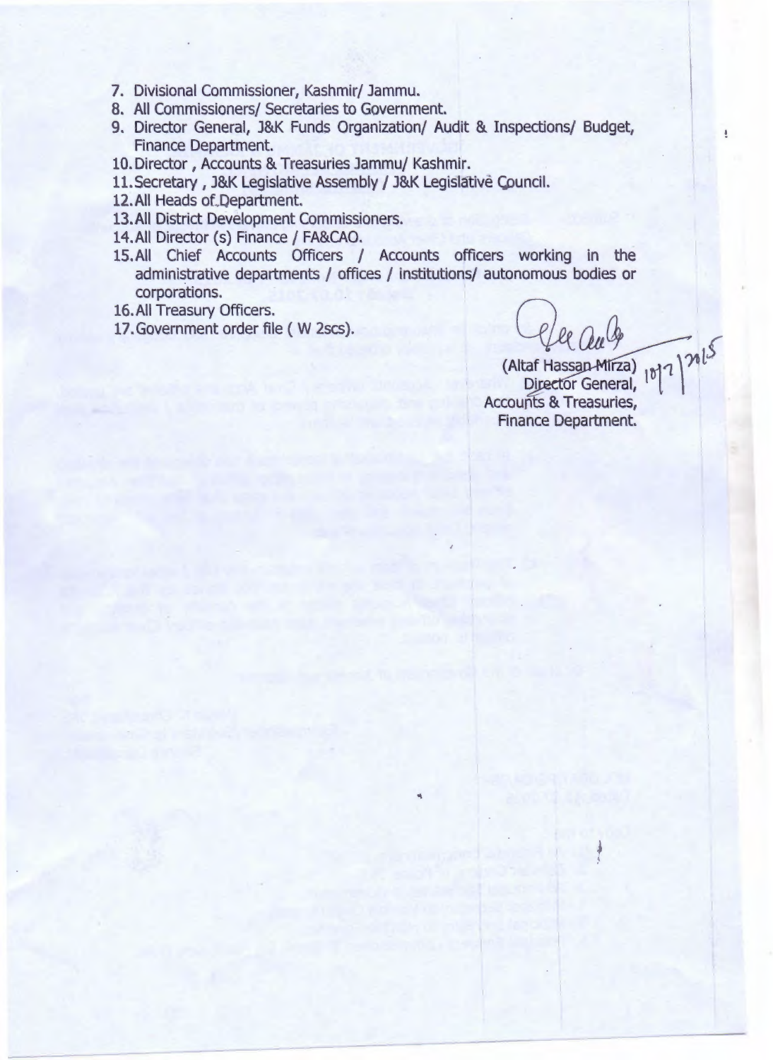7. Divisional Commissioner, Kashmir/ Jammu.
8. All Commissioners/ Secretaries to Government.
9. Director General, J&K Funds Organization/ Audit & Inspections/ Budget, Finance Department.
10. Director , Accounts & Treasuries Jammu/ Kashmir.
11. Secretary , J&K Legislative Assembly / J&K Legislative Council.
12. All Heads of Department.
13. All District Development Commissioners.
14. All Director (s) Finance / FA&CAO.
15. All Chief Accounts Officers / Accounts officers working in the administrative departments / offices / institutions/ autonomous bodies or corporations.
16. All Treasury Officers.
17. Government order file ( W 2scs).

10/7/2015

(Altaf Hassan Mirza)
Director General,
Accounts & Treasuries,
Finance Department.